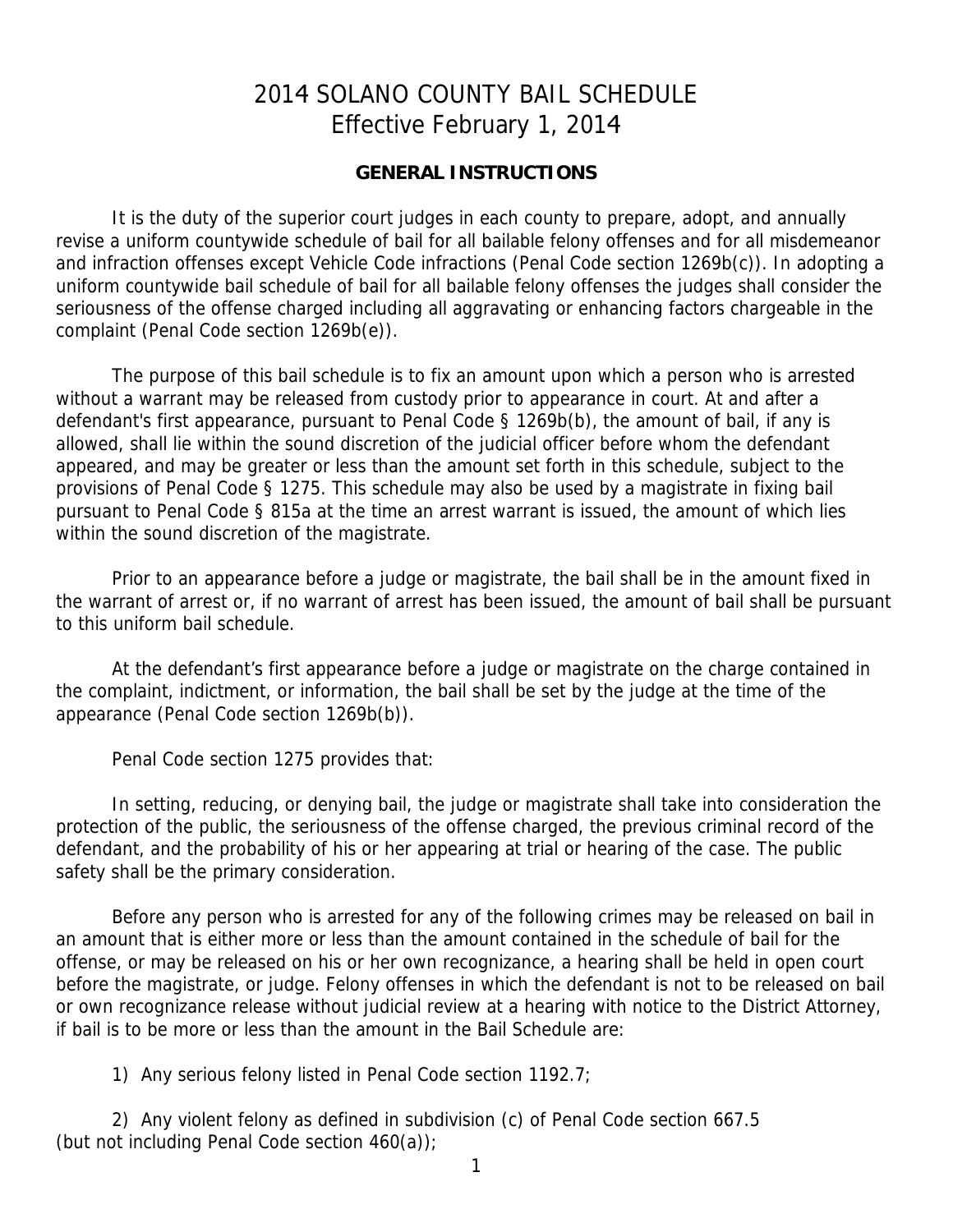# 2014 SOLANO COUNTY BAIL SCHEDULE
# Effective February 1, 2014

## GENERAL INSTRUCTIONS

It is the duty of the superior court judges in each county to prepare, adopt, and annually revise a uniform countywide schedule of bail for all bailable felony offenses and for all misdemeanor and infraction offenses except Vehicle Code infractions (Penal Code section 1269b(c)). In adopting a uniform countywide bail schedule of bail for all bailable felony offenses the judges shall consider the seriousness of the offense charged including all aggravating or enhancing factors chargeable in the complaint (Penal Code section 1269b(e)).

The purpose of this bail schedule is to fix an amount upon which a person who is arrested without a warrant may be released from custody prior to appearance in court. At and after a defendant's first appearance, pursuant to Penal Code § 1269b(b), the amount of bail, if any is allowed, shall lie within the sound discretion of the judicial officer before whom the defendant appeared, and may be greater or less than the amount set forth in this schedule, subject to the provisions of Penal Code § 1275. This schedule may also be used by a magistrate in fixing bail pursuant to Penal Code § 815a at the time an arrest warrant is issued, the amount of which lies within the sound discretion of the magistrate.

Prior to an appearance before a judge or magistrate, the bail shall be in the amount fixed in the warrant of arrest or, if no warrant of arrest has been issued, the amount of bail shall be pursuant to this uniform bail schedule.

At the defendant's first appearance before a judge or magistrate on the charge contained in the complaint, indictment, or information, the bail shall be set by the judge at the time of the appearance (Penal Code section 1269b(b)).

Penal Code section 1275 provides that:

In setting, reducing, or denying bail, the judge or magistrate shall take into consideration the protection of the public, the seriousness of the offense charged, the previous criminal record of the defendant, and the probability of his or her appearing at trial or hearing of the case. The public safety shall be the primary consideration.

Before any person who is arrested for any of the following crimes may be released on bail in an amount that is either more or less than the amount contained in the schedule of bail for the offense, or may be released on his or her own recognizance, a hearing shall be held in open court before the magistrate, or judge. Felony offenses in which the defendant is not to be released on bail or own recognizance release without judicial review at a hearing with notice to the District Attorney, if bail is to be more or less than the amount in the Bail Schedule are:

1) Any serious felony listed in Penal Code section 1192.7;

2) Any violent felony as defined in subdivision (c) of Penal Code section 667.5 (but not including Penal Code section 460(a));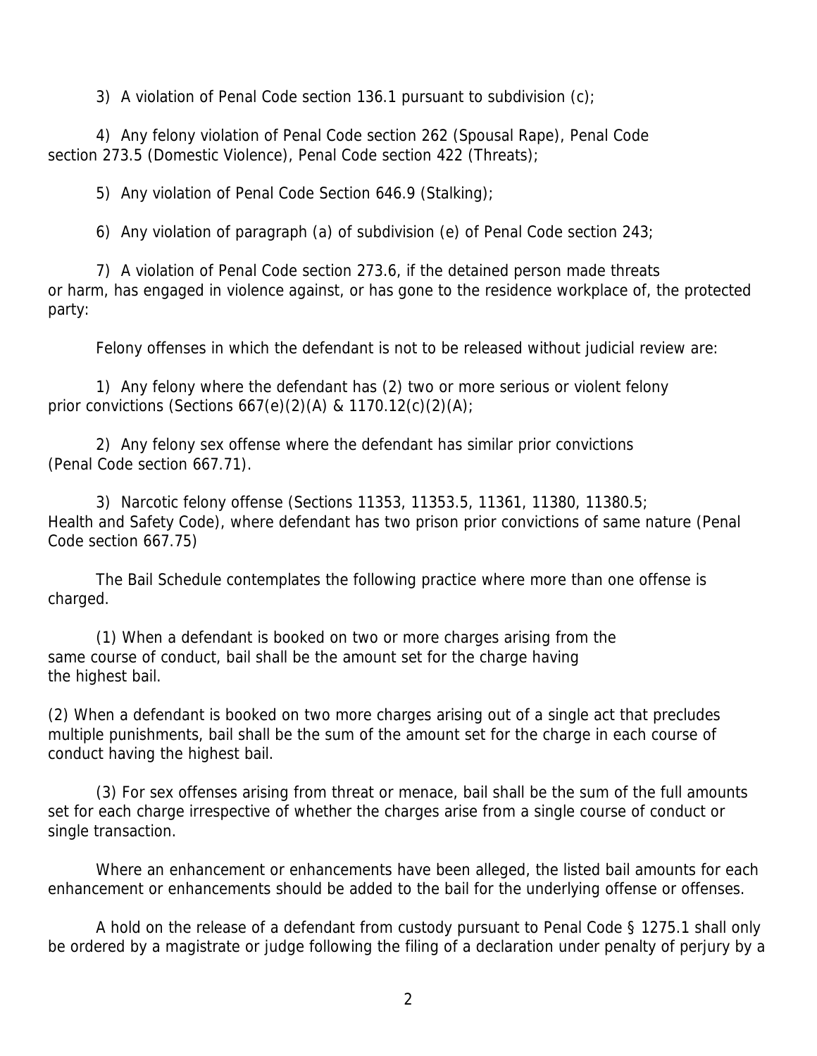3) A violation of Penal Code section 136.1 pursuant to subdivision (c);

4) Any felony violation of Penal Code section 262 (Spousal Rape), Penal Code section 273.5 (Domestic Violence), Penal Code section 422 (Threats);

5) Any violation of Penal Code Section 646.9 (Stalking);

6) Any violation of paragraph (a) of subdivision (e) of Penal Code section 243;

7) A violation of Penal Code section 273.6, if the detained person made threats or harm, has engaged in violence against, or has gone to the residence workplace of, the protected party:

Felony offenses in which the defendant is not to be released without judicial review are:

1) Any felony where the defendant has (2) two or more serious or violent felony prior convictions (Sections 667(e)(2)(A) & 1170.12(c)(2)(A);

2) Any felony sex offense where the defendant has similar prior convictions (Penal Code section 667.71).

3) Narcotic felony offense (Sections 11353, 11353.5, 11361, 11380, 11380.5; Health and Safety Code), where defendant has two prison prior convictions of same nature (Penal Code section 667.75)

The Bail Schedule contemplates the following practice where more than one offense is charged.

(1) When a defendant is booked on two or more charges arising from the same course of conduct, bail shall be the amount set for the charge having the highest bail.

(2) When a defendant is booked on two more charges arising out of a single act that precludes multiple punishments, bail shall be the sum of the amount set for the charge in each course of conduct having the highest bail.

(3) For sex offenses arising from threat or menace, bail shall be the sum of the full amounts set for each charge irrespective of whether the charges arise from a single course of conduct or single transaction.

Where an enhancement or enhancements have been alleged, the listed bail amounts for each enhancement or enhancements should be added to the bail for the underlying offense or offenses.

A hold on the release of a defendant from custody pursuant to Penal Code § 1275.1 shall only be ordered by a magistrate or judge following the filing of a declaration under penalty of perjury by a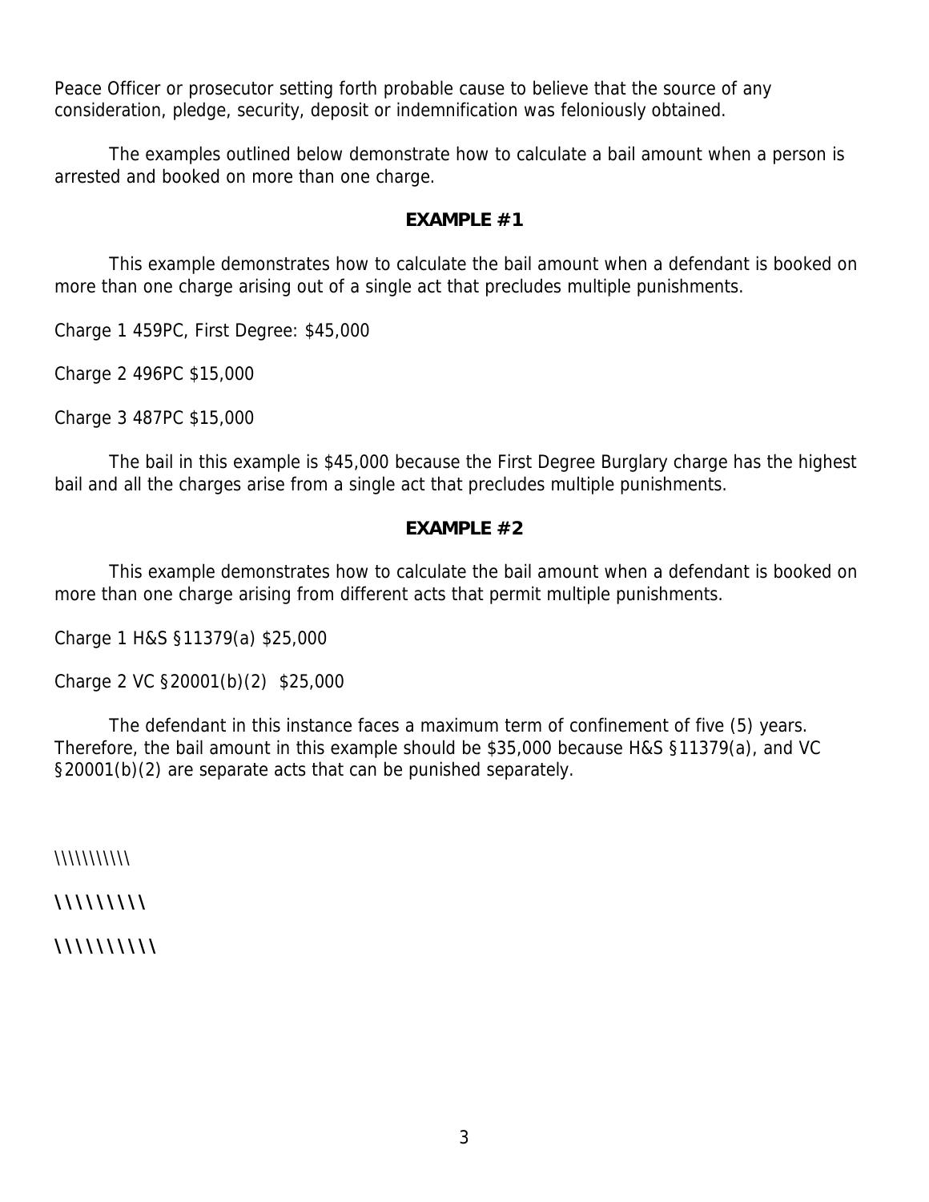Peace Officer or prosecutor setting forth probable cause to believe that the source of any consideration, pledge, security, deposit or indemnification was feloniously obtained.

The examples outlined below demonstrate how to calculate a bail amount when a person is arrested and booked on more than one charge.

**EXAMPLE #1**

This example demonstrates how to calculate the bail amount when a defendant is booked on more than one charge arising out of a single act that precludes multiple punishments.

Charge 1 459PC, First Degree: $45,000

Charge 2 496PC $15,000

Charge 3 487PC $15,000

The bail in this example is $45,000 because the First Degree Burglary charge has the highest bail and all the charges arise from a single act that precludes multiple punishments.

**EXAMPLE #2**

This example demonstrates how to calculate the bail amount when a defendant is booked on more than one charge arising from different acts that permit multiple punishments.

Charge 1 H&S §11379(a) $25,000

Charge 2 VC §20001(b)(2) $25,000

The defendant in this instance faces a maximum term of confinement of five (5) years. Therefore, the bail amount in this example should be $35,000 because H&S §11379(a), and VC §20001(b)(2) are separate acts that can be punished separately.

\\\\\\\\\\\

\\\\\\\\\

\\\\\\\\\\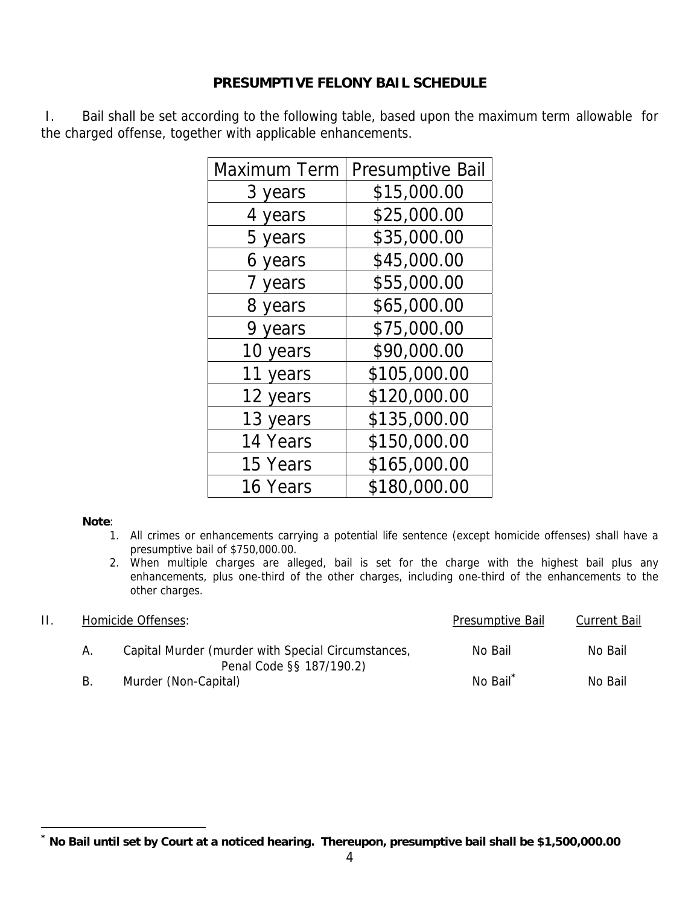# PRESUMPTIVE FELONY BAIL SCHEDULE

I. Bail shall be set according to the following table, based upon the maximum term allowable for the charged offense, together with applicable enhancements.

| Maximum Term | Presumptive Bail |
|---|---|
| 3 years | $15,000.00 |
| 4 years | $25,000.00 |
| 5 years | $35,000.00 |
| 6 years | $45,000.00 |
| 7 years | $55,000.00 |
| 8 years | $65,000.00 |
| 9 years | $75,000.00 |
| 10 years | $90,000.00 |
| 11 years | $105,000.00 |
| 12 years | $120,000.00 |
| 13 years | $135,000.00 |
| 14 Years | $150,000.00 |
| 15 Years | $165,000.00 |
| 16 Years | $180,000.00 |

**Note**:

1. All crimes or enhancements carrying a potential life sentence (except homicide offenses) shall have a presumptive bail of $750,000.00.
2. When multiple charges are alleged, bail is set for the charge with the highest bail plus any enhancements, plus one-third of the other charges, including one-third of the enhancements to the other charges.

II. Homicide Offenses:

| | Homicide Offenses | Presumptive Bail | Current Bail |
|---|---|---|---|
| A. | Capital Murder (murder with Special Circumstances, Penal Code §§ 187/190.2) | No Bail | No Bail |
| B. | Murder (Non-Capital) | No Bail* | No Bail |

---

\* **No Bail until set by Court at a noticed hearing. Thereupon, presumptive bail shall be $1,500,000.00**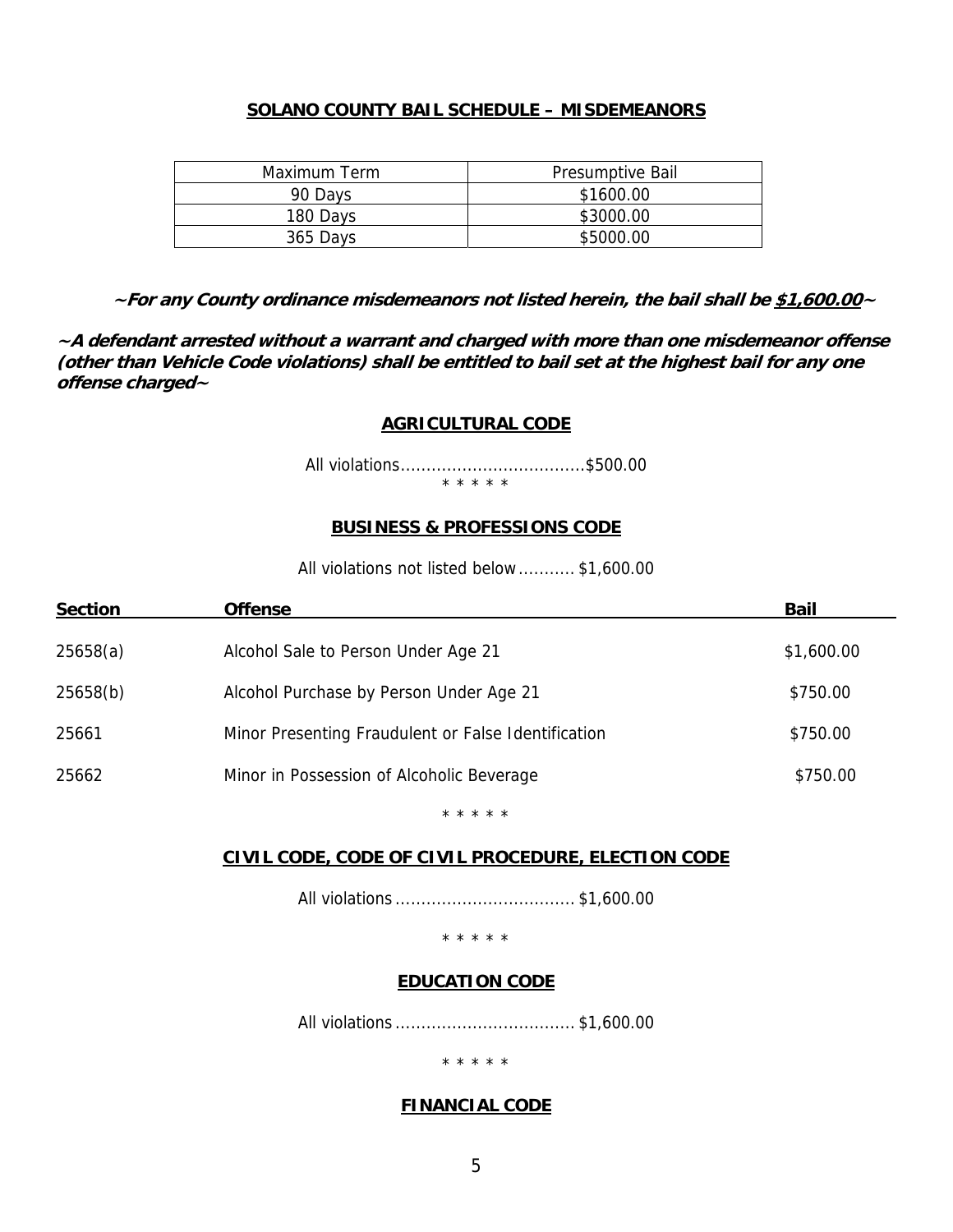## SOLANO COUNTY BAIL SCHEDULE – MISDEMEANORS

| Maximum Term | Presumptive Bail |
|---|---|
| 90 Days | $1600.00 |
| 180 Days | $3000.00 |
| 365 Days | $5000.00 |

***~For any County ordinance misdemeanors not listed herein, the bail shall be $1,600.00~***

***~A defendant arrested without a warrant and charged with more than one misdemeanor offense (other than Vehicle Code violations) shall be entitled to bail set at the highest bail for any one offense charged~***

### AGRICULTURAL CODE

All violations....................................$500.00

\* \* \* \* \*

### BUSINESS & PROFESSIONS CODE

All violations not listed below........... $1,600.00

| Section | Offense | Bail |
|---|---|---|
| 25658(a) | Alcohol Sale to Person Under Age 21 | $1,600.00 |
| 25658(b) | Alcohol Purchase by Person Under Age 21 | $750.00 |
| 25661 | Minor Presenting Fraudulent or False Identification | $750.00 |
| 25662 | Minor in Possession of Alcoholic Beverage | $750.00 |

\* \* \* \* \*

### CIVIL CODE, CODE OF CIVIL PROCEDURE, ELECTION CODE

All violations................................... $1,600.00

\* \* \* \* \*

### EDUCATION CODE

All violations................................... $1,600.00

\* \* \* \* \*

### FINANCIAL CODE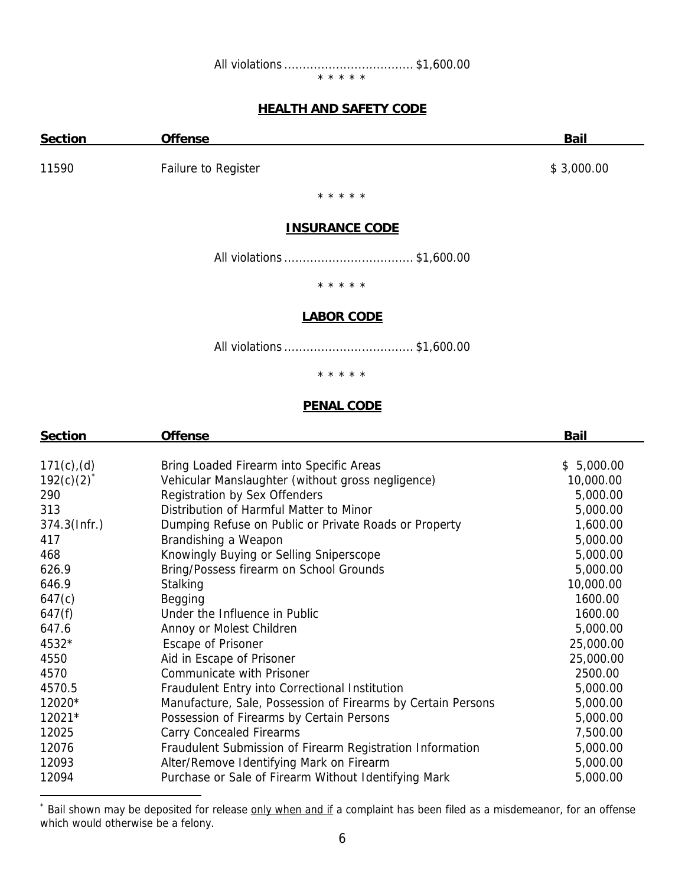All violations .................................. $1,600.00

\* \* \* \* \*

## HEALTH AND SAFETY CODE

| Section | Offense | Bail |
|---|---|---|
| 11590 | Failure to Register | $ 3,000.00 |

\* \* \* \* \*

## INSURANCE CODE

All violations .................................. $1,600.00

\* \* \* \* \*

## LABOR CODE

All violations .................................. $1,600.00

\* \* \* \* \*

## PENAL CODE

| Section | Offense | Bail |
|---|---|---|
| 171(c),(d) | Bring Loaded Firearm into Specific Areas | $ 5,000.00 |
| 192(c)(2)* | Vehicular Manslaughter (without gross negligence) | 10,000.00 |
| 290 | Registration by Sex Offenders | 5,000.00 |
| 313 | Distribution of Harmful Matter to Minor | 5,000.00 |
| 374.3(Infr.) | Dumping Refuse on Public or Private Roads or Property | 1,600.00 |
| 417 | Brandishing a Weapon | 5,000.00 |
| 468 | Knowingly Buying or Selling Sniperscope | 5,000.00 |
| 626.9 | Bring/Possess firearm on School Grounds | 5,000.00 |
| 646.9 | Stalking | 10,000.00 |
| 647(c) | Begging | 1600.00 |
| 647(f) | Under the Influence in Public | 1600.00 |
| 647.6 | Annoy or Molest Children | 5,000.00 |
| 4532* | Escape of Prisoner | 25,000.00 |
| 4550 | Aid in Escape of Prisoner | 25,000.00 |
| 4570 | Communicate with Prisoner | 2500.00 |
| 4570.5 | Fraudulent Entry into Correctional Institution | 5,000.00 |
| 12020* | Manufacture, Sale, Possession of Firearms by Certain Persons | 5,000.00 |
| 12021* | Possession of Firearms by Certain Persons | 5,000.00 |
| 12025 | Carry Concealed Firearms | 7,500.00 |
| 12076 | Fraudulent Submission of Firearm Registration Information | 5,000.00 |
| 12093 | Alter/Remove Identifying Mark on Firearm | 5,000.00 |
| 12094 | Purchase or Sale of Firearm Without Identifying Mark | 5,000.00 |

\* Bail shown may be deposited for release only when and if a complaint has been filed as a misdemeanor, for an offense which would otherwise be a felony.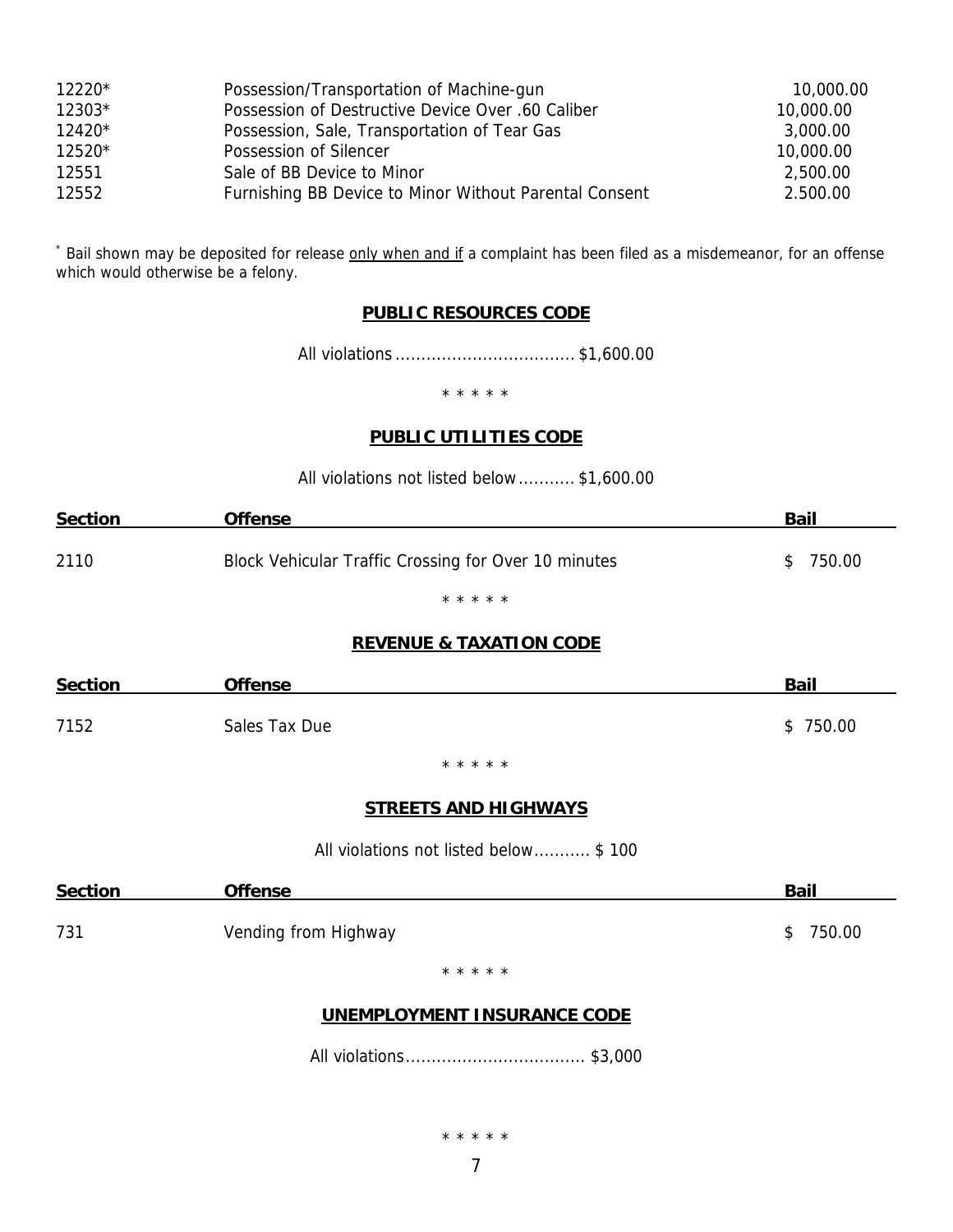| | | |
|---|---|---|
| 12220* | Possession/Transportation of Machine-gun | 10,000.00 |
| 12303* | Possession of Destructive Device Over .60 Caliber | 10,000.00 |
| 12420* | Possession, Sale, Transportation of Tear Gas | 3,000.00 |
| 12520* | Possession of Silencer | 10,000.00 |
| 12551 | Sale of BB Device to Minor | 2,500.00 |
| 12552 | Furnishing BB Device to Minor Without Parental Consent | 2.500.00 |

* Bail shown may be deposited for release only when and if a complaint has been filed as a misdemeanor, for an offense which would otherwise be a felony.

## PUBLIC RESOURCES CODE

All violations .................................. $1,600.00

* * * * *

## PUBLIC UTILITIES CODE

All violations not listed below........... $1,600.00

| Section | Offense | Bail |
|---|---|---|
| 2110 | Block Vehicular Traffic Crossing for Over 10 minutes | $ 750.00 |

* * * * *

## REVENUE & TAXATION CODE

| Section | Offense | Bail |
|---|---|---|
| 7152 | Sales Tax Due | $ 750.00 |

* * * * *

## STREETS AND HIGHWAYS

All violations not listed below........... $ 100

| Section | Offense | Bail |
|---|---|---|
| 731 | Vending from Highway | $ 750.00 |

* * * * *

## UNEMPLOYMENT INSURANCE CODE

All violations.................................. $3,000

* * * * *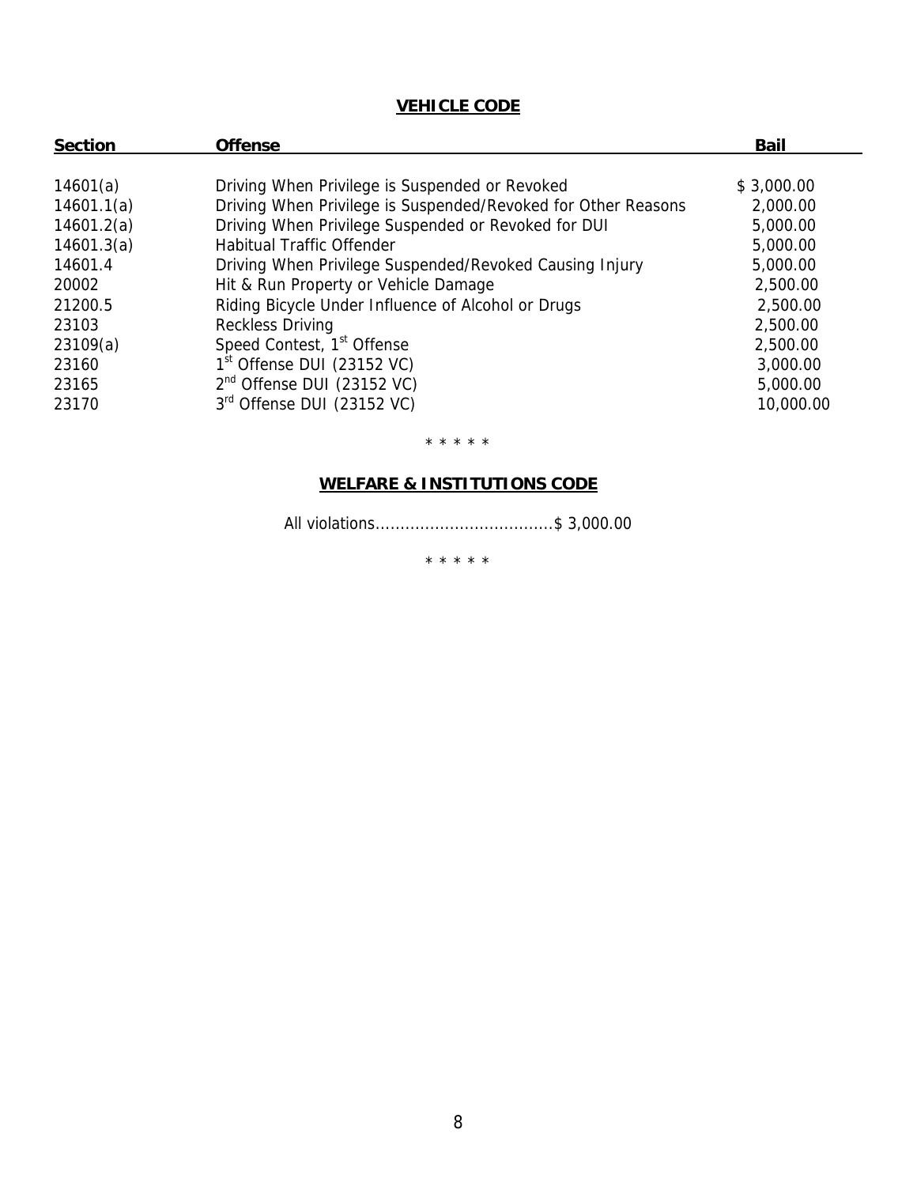## VEHICLE CODE

| Section | Offense | Bail |
|---|---|---|
| 14601(a) | Driving When Privilege is Suspended or Revoked | $ 3,000.00 |
| 14601.1(a) | Driving When Privilege is Suspended/Revoked for Other Reasons | 2,000.00 |
| 14601.2(a) | Driving When Privilege Suspended or Revoked for DUI | 5,000.00 |
| 14601.3(a) | Habitual Traffic Offender | 5,000.00 |
| 14601.4 | Driving When Privilege Suspended/Revoked Causing Injury | 5,000.00 |
| 20002 | Hit & Run Property or Vehicle Damage | 2,500.00 |
| 21200.5 | Riding Bicycle Under Influence of Alcohol or Drugs | 2,500.00 |
| 23103 | Reckless Driving | 2,500.00 |
| 23109(a) | Speed Contest, 1st Offense | 2,500.00 |
| 23160 | 1st Offense DUI (23152 VC) | 3,000.00 |
| 23165 | 2nd Offense DUI (23152 VC) | 5,000.00 |
| 23170 | 3rd Offense DUI (23152 VC) | 10,000.00 |

\* \* \* \* \*

## WELFARE & INSTITUTIONS CODE

All violations....................................$ 3,000.00

\* \* \* \* \*